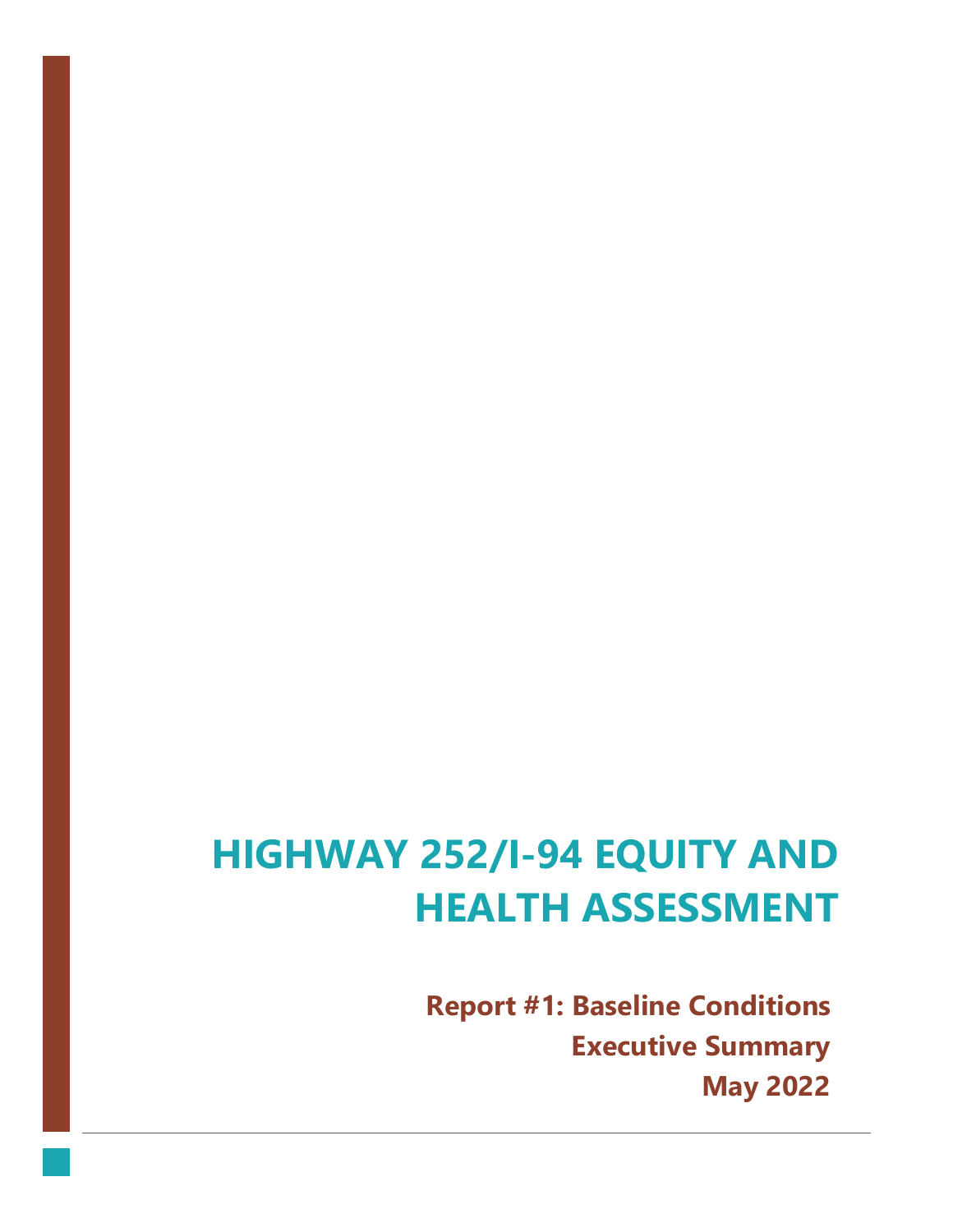# HIGHWAY 252/I-94 EQUITY AND HEALTH ASSESSMENT

**Report #1: Baseline Conditions**

**Executive Summary**

**May 2022**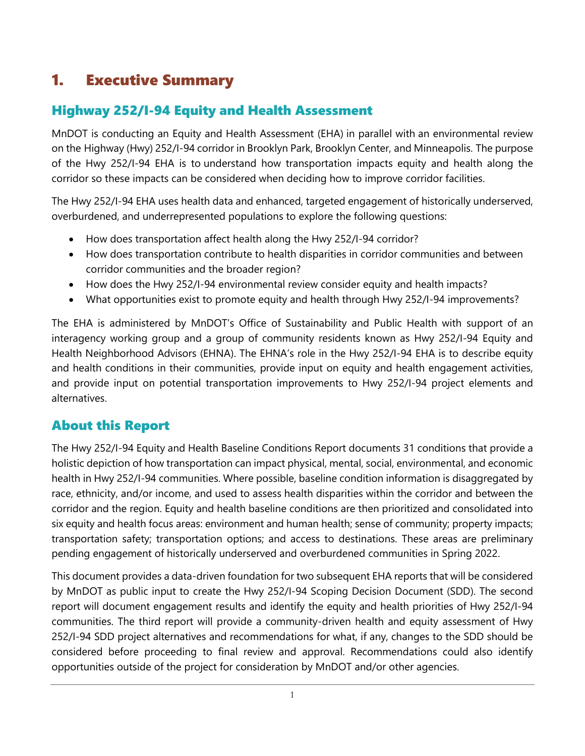# 1. Executive Summary

## Highway 252/I-94 Equity and Health Assessment

MnDOT is conducting an Equity and Health Assessment (EHA) in parallel with an environmental review on the Highway (Hwy) 252/I-94 corridor in Brooklyn Park, Brooklyn Center, and Minneapolis. The purpose of the Hwy 252/I-94 EHA is to understand how transportation impacts equity and health along the corridor so these impacts can be considered when deciding how to improve corridor facilities.

The Hwy 252/I-94 EHA uses health data and enhanced, targeted engagement of historically underserved, overburdened, and underrepresented populations to explore the following questions:

- How does transportation affect health along the Hwy 252/I-94 corridor?
- How does transportation contribute to health disparities in corridor communities and between corridor communities and the broader region?
- How does the Hwy 252/I-94 environmental review consider equity and health impacts?
- What opportunities exist to promote equity and health through Hwy 252/I-94 improvements?

The EHA is administered by MnDOT's Office of Sustainability and Public Health with support of an interagency working group and a group of community residents known as Hwy 252/I-94 Equity and Health Neighborhood Advisors (EHNA). The EHNA's role in the Hwy 252/I-94 EHA is to describe equity and health conditions in their communities, provide input on equity and health engagement activities, and provide input on potential transportation improvements to Hwy 252/I-94 project elements and alternatives.

## About this Report

The Hwy 252/I-94 Equity and Health Baseline Conditions Report documents 31 conditions that provide a holistic depiction of how transportation can impact physical, mental, social, environmental, and economic health in Hwy 252/I-94 communities. Where possible, baseline condition information is disaggregated by race, ethnicity, and/or income, and used to assess health disparities within the corridor and between the corridor and the region. Equity and health baseline conditions are then prioritized and consolidated into six equity and health focus areas: environment and human health; sense of community; property impacts; transportation safety; transportation options; and access to destinations. These areas are preliminary pending engagement of historically underserved and overburdened communities in Spring 2022.

This document provides a data-driven foundation for two subsequent EHA reports that will be considered by MnDOT as public input to create the Hwy 252/I-94 Scoping Decision Document (SDD). The second report will document engagement results and identify the equity and health priorities of Hwy 252/I-94 communities. The third report will provide a community-driven health and equity assessment of Hwy 252/I-94 SDD project alternatives and recommendations for what, if any, changes to the SDD should be considered before proceeding to final review and approval. Recommendations could also identify opportunities outside of the project for consideration by MnDOT and/or other agencies.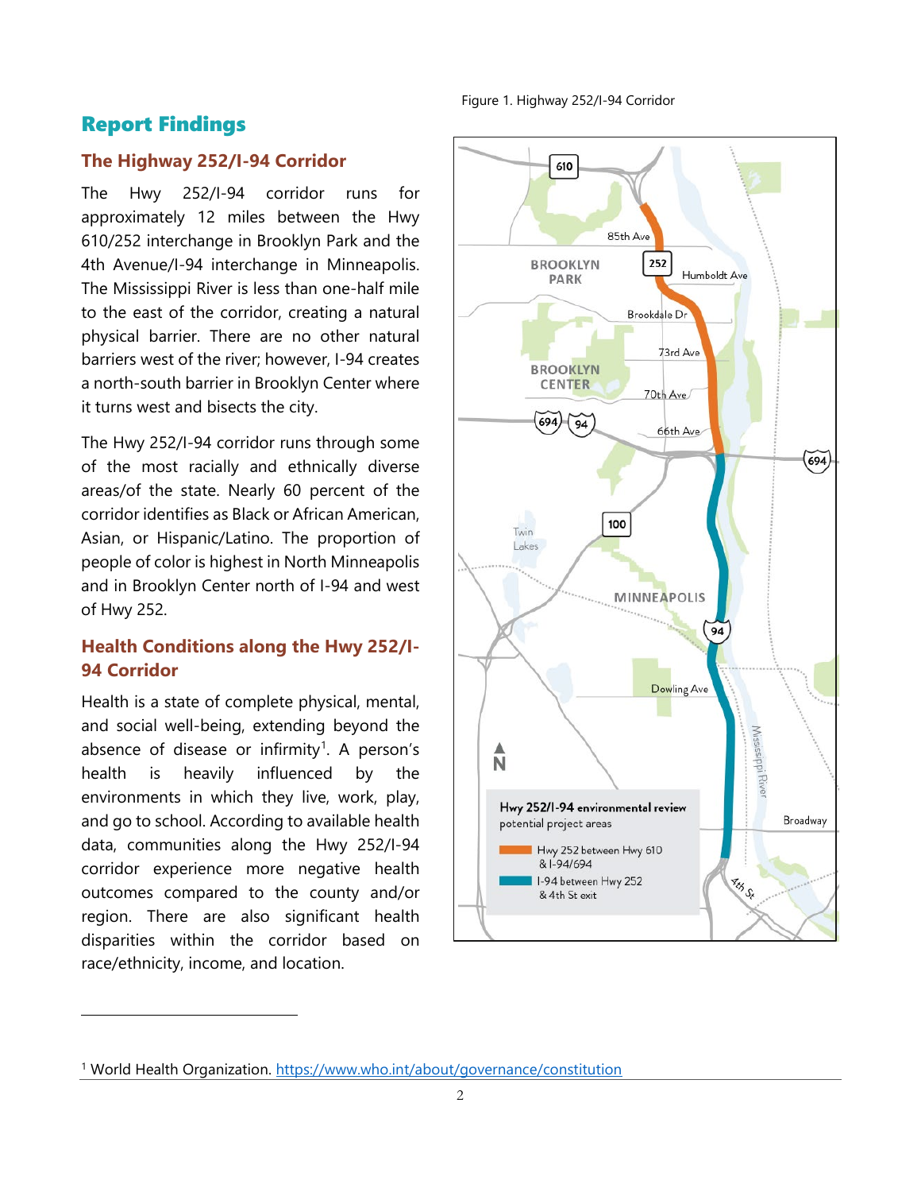## Report Findings

### The Highway 252/I-94 Corridor

The Hwy 252/I-94 corridor runs for approximately 12 miles between the Hwy 610/252 interchange in Brooklyn Park and the 4th Avenue/I-94 interchange in Minneapolis. The Mississippi River is less than one-half mile to the east of the corridor, creating a natural physical barrier. There are no other natural barriers west of the river; however, I-94 creates a north-south barrier in Brooklyn Center where it turns west and bisects the city.

The Hwy 252/I-94 corridor runs through some of the most racially and ethnically diverse areas/of the state. Nearly 60 percent of the corridor identifies as Black or African American, Asian, or Hispanic/Latino. The proportion of people of color is highest in North Minneapolis and in Brooklyn Center north of I-94 and west of Hwy 252.

Figure 1. Highway 252/I-94 Corridor

### Health Conditions along the Hwy 252/I-94 Corridor

Health is a state of complete physical, mental, and social well-being, extending beyond the absence of disease or infirmity[1]. A person's health is heavily influenced by the environments in which they live, work, play, and go to school. According to available health data, communities along the Hwy 252/I-94 corridor experience more negative health outcomes compared to the county and/or region. There are also significant health disparities within the corridor based on race/ethnicity, income, and location.

[1] World Health Organization. https://www.who.int/about/governance/constitution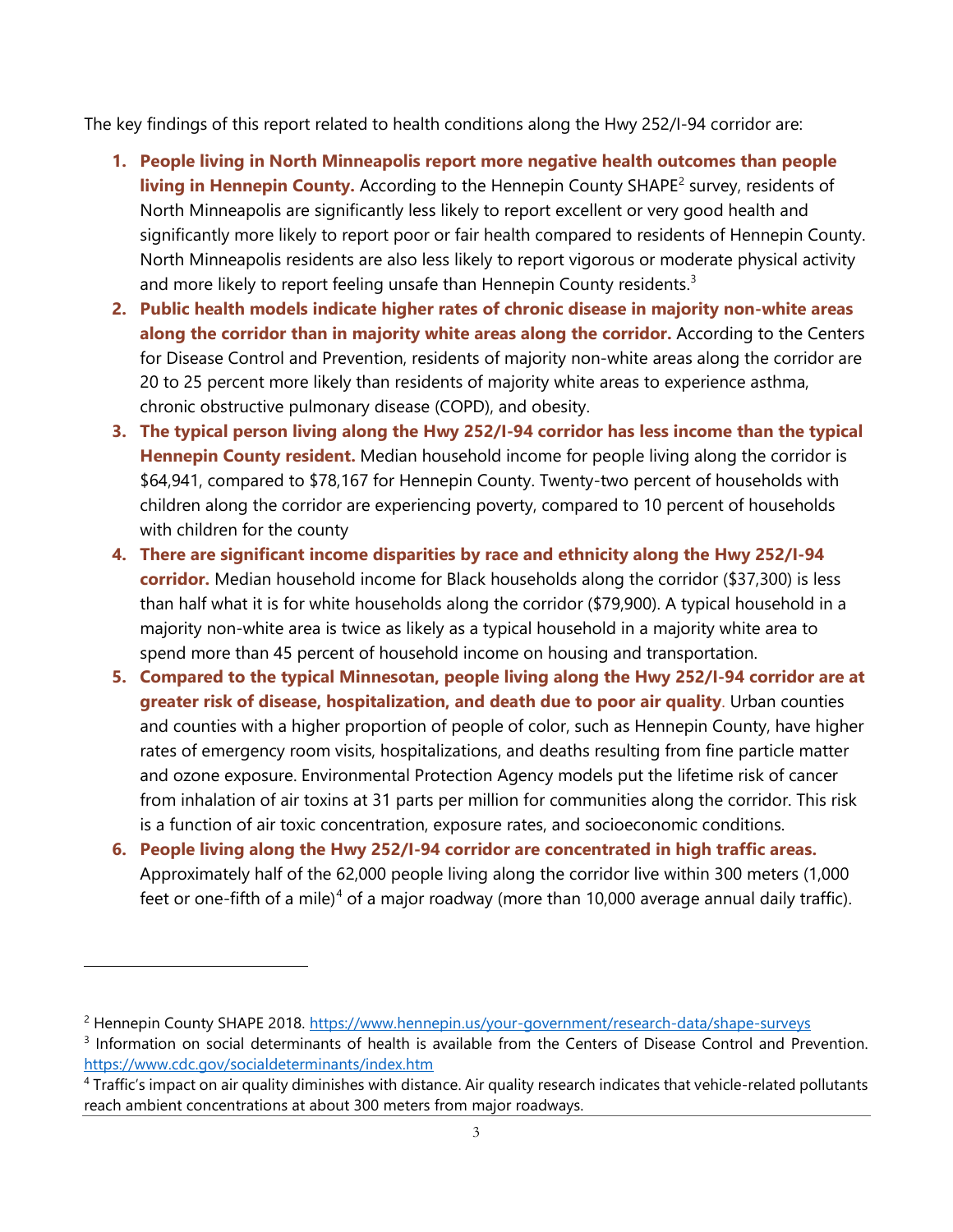The key findings of this report related to health conditions along the Hwy 252/I-94 corridor are:

1. **People living in North Minneapolis report more negative health outcomes than people living in Hennepin County.** According to the Hennepin County SHAPE[2] survey, residents of North Minneapolis are significantly less likely to report excellent or very good health and significantly more likely to report poor or fair health compared to residents of Hennepin County. North Minneapolis residents are also less likely to report vigorous or moderate physical activity and more likely to report feeling unsafe than Hennepin County residents.[3]
2. **Public health models indicate higher rates of chronic disease in majority non-white areas along the corridor than in majority white areas along the corridor.** According to the Centers for Disease Control and Prevention, residents of majority non-white areas along the corridor are 20 to 25 percent more likely than residents of majority white areas to experience asthma, chronic obstructive pulmonary disease (COPD), and obesity.
3. **The typical person living along the Hwy 252/I-94 corridor has less income than the typical Hennepin County resident.** Median household income for people living along the corridor is $64,941, compared to $78,167 for Hennepin County. Twenty-two percent of households with children along the corridor are experiencing poverty, compared to 10 percent of households with children for the county
4. **There are significant income disparities by race and ethnicity along the Hwy 252/I-94 corridor.** Median household income for Black households along the corridor ($37,300) is less than half what it is for white households along the corridor ($79,900). A typical household in a majority non-white area is twice as likely as a typical household in a majority white area to spend more than 45 percent of household income on housing and transportation.
5. **Compared to the typical Minnesotan, people living along the Hwy 252/I-94 corridor are at greater risk of disease, hospitalization, and death due to poor air quality**. Urban counties and counties with a higher proportion of people of color, such as Hennepin County, have higher rates of emergency room visits, hospitalizations, and deaths resulting from fine particle matter and ozone exposure. Environmental Protection Agency models put the lifetime risk of cancer from inhalation of air toxins at 31 parts per million for communities along the corridor. This risk is a function of air toxic concentration, exposure rates, and socioeconomic conditions.
6. **People living along the Hwy 252/I-94 corridor are concentrated in high traffic areas.** Approximately half of the 62,000 people living along the corridor live within 300 meters (1,000 feet or one-fifth of a mile)[4] of a major roadway (more than 10,000 average annual daily traffic).

---

[2] Hennepin County SHAPE 2018. https://www.hennepin.us/your-government/research-data/shape-surveys

[3] Information on social determinants of health is available from the Centers of Disease Control and Prevention. https://www.cdc.gov/socialdeterminants/index.htm

[4] Traffic's impact on air quality diminishes with distance. Air quality research indicates that vehicle-related pollutants reach ambient concentrations at about 300 meters from major roadways.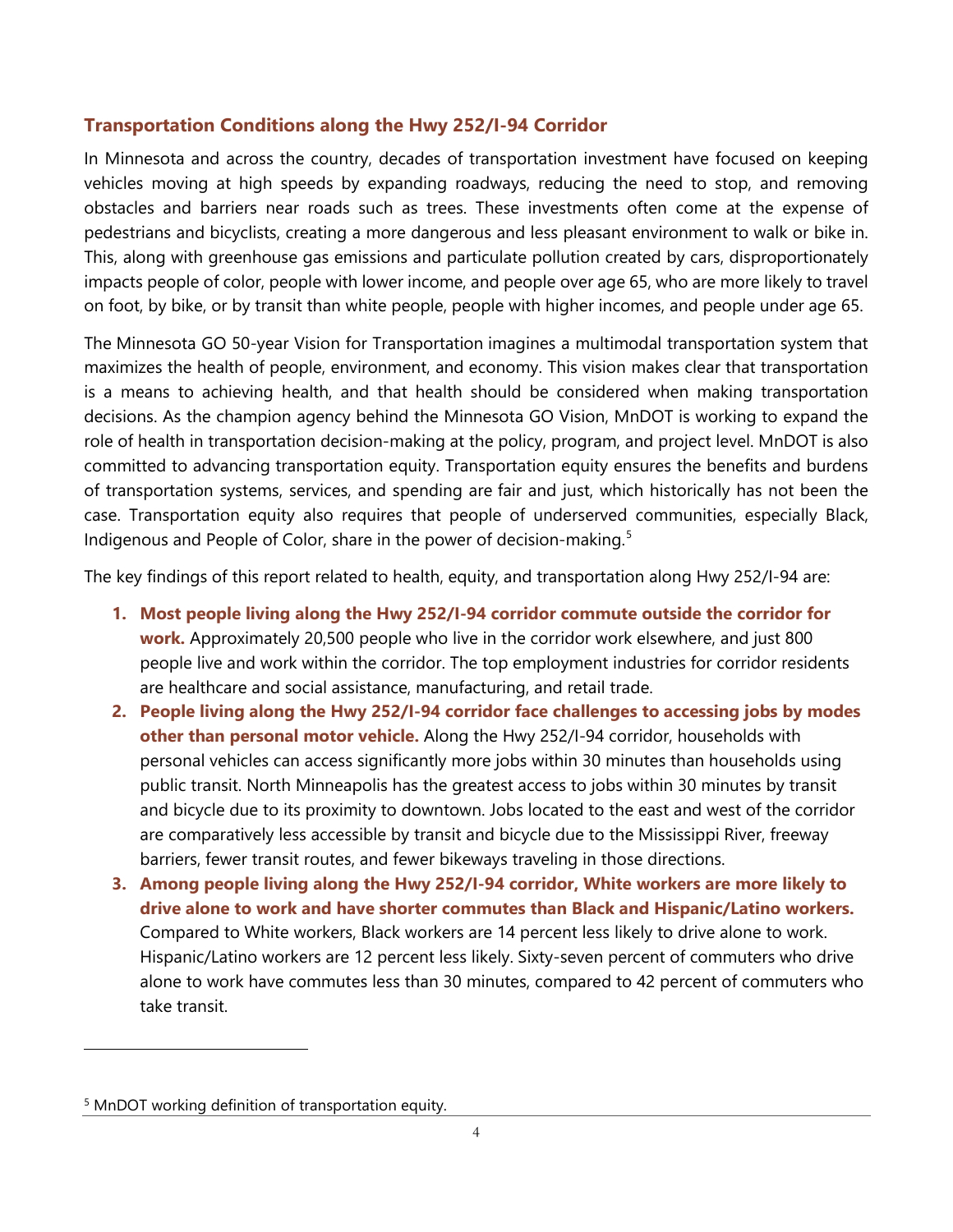## Transportation Conditions along the Hwy 252/I-94 Corridor

In Minnesota and across the country, decades of transportation investment have focused on keeping vehicles moving at high speeds by expanding roadways, reducing the need to stop, and removing obstacles and barriers near roads such as trees. These investments often come at the expense of pedestrians and bicyclists, creating a more dangerous and less pleasant environment to walk or bike in. This, along with greenhouse gas emissions and particulate pollution created by cars, disproportionately impacts people of color, people with lower income, and people over age 65, who are more likely to travel on foot, by bike, or by transit than white people, people with higher incomes, and people under age 65.

The Minnesota GO 50-year Vision for Transportation imagines a multimodal transportation system that maximizes the health of people, environment, and economy. This vision makes clear that transportation is a means to achieving health, and that health should be considered when making transportation decisions. As the champion agency behind the Minnesota GO Vision, MnDOT is working to expand the role of health in transportation decision-making at the policy, program, and project level. MnDOT is also committed to advancing transportation equity. Transportation equity ensures the benefits and burdens of transportation systems, services, and spending are fair and just, which historically has not been the case. Transportation equity also requires that people of underserved communities, especially Black, Indigenous and People of Color, share in the power of decision-making.[5]

The key findings of this report related to health, equity, and transportation along Hwy 252/I-94 are:

1. **Most people living along the Hwy 252/I-94 corridor commute outside the corridor for work.** Approximately 20,500 people who live in the corridor work elsewhere, and just 800 people live and work within the corridor. The top employment industries for corridor residents are healthcare and social assistance, manufacturing, and retail trade.
2. **People living along the Hwy 252/I-94 corridor face challenges to accessing jobs by modes other than personal motor vehicle.** Along the Hwy 252/I-94 corridor, households with personal vehicles can access significantly more jobs within 30 minutes than households using public transit. North Minneapolis has the greatest access to jobs within 30 minutes by transit and bicycle due to its proximity to downtown. Jobs located to the east and west of the corridor are comparatively less accessible by transit and bicycle due to the Mississippi River, freeway barriers, fewer transit routes, and fewer bikeways traveling in those directions.
3. **Among people living along the Hwy 252/I-94 corridor, White workers are more likely to drive alone to work and have shorter commutes than Black and Hispanic/Latino workers.** Compared to White workers, Black workers are 14 percent less likely to drive alone to work. Hispanic/Latino workers are 12 percent less likely. Sixty-seven percent of commuters who drive alone to work have commutes less than 30 minutes, compared to 42 percent of commuters who take transit.

[5] MnDOT working definition of transportation equity.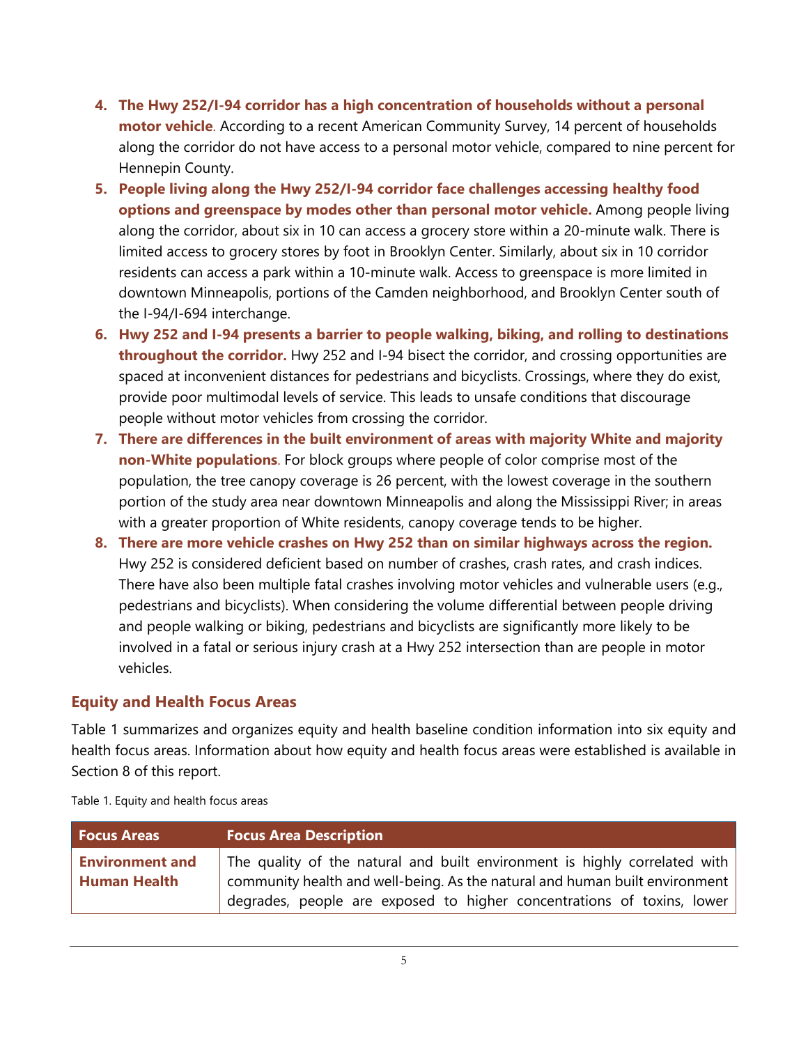4. **The Hwy 252/I-94 corridor has a high concentration of households without a personal motor vehicle**. According to a recent American Community Survey, 14 percent of households along the corridor do not have access to a personal motor vehicle, compared to nine percent for Hennepin County.
5. **People living along the Hwy 252/I-94 corridor face challenges accessing healthy food options and greenspace by modes other than personal motor vehicle.** Among people living along the corridor, about six in 10 can access a grocery store within a 20-minute walk. There is limited access to grocery stores by foot in Brooklyn Center. Similarly, about six in 10 corridor residents can access a park within a 10-minute walk. Access to greenspace is more limited in downtown Minneapolis, portions of the Camden neighborhood, and Brooklyn Center south of the I-94/I-694 interchange.
6. **Hwy 252 and I-94 presents a barrier to people walking, biking, and rolling to destinations throughout the corridor.** Hwy 252 and I-94 bisect the corridor, and crossing opportunities are spaced at inconvenient distances for pedestrians and bicyclists. Crossings, where they do exist, provide poor multimodal levels of service. This leads to unsafe conditions that discourage people without motor vehicles from crossing the corridor.
7. **There are differences in the built environment of areas with majority White and majority non-White populations**. For block groups where people of color comprise most of the population, the tree canopy coverage is 26 percent, with the lowest coverage in the southern portion of the study area near downtown Minneapolis and along the Mississippi River; in areas with a greater proportion of White residents, canopy coverage tends to be higher.
8. **There are more vehicle crashes on Hwy 252 than on similar highways across the region.** Hwy 252 is considered deficient based on number of crashes, crash rates, and crash indices. There have also been multiple fatal crashes involving motor vehicles and vulnerable users (e.g., pedestrians and bicyclists). When considering the volume differential between people driving and people walking or biking, pedestrians and bicyclists are significantly more likely to be involved in a fatal or serious injury crash at a Hwy 252 intersection than are people in motor vehicles.

## Equity and Health Focus Areas

Table 1 summarizes and organizes equity and health baseline condition information into six equity and health focus areas. Information about how equity and health focus areas were established is available in Section 8 of this report.

Table 1. Equity and health focus areas

| Focus Areas | Focus Area Description |
|---|---|
| **Environment and Human Health** | The quality of the natural and built environment is highly correlated with community health and well-being. As the natural and human built environment degrades, people are exposed to higher concentrations of toxins, lower |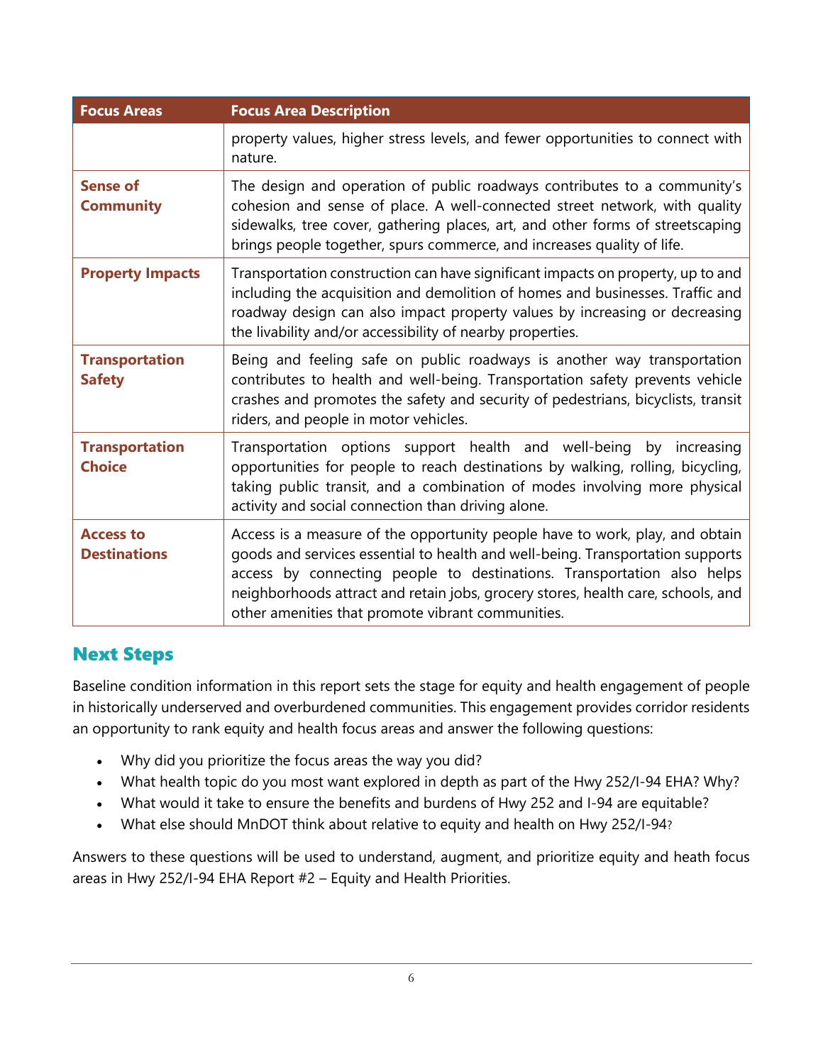| Focus Areas | Focus Area Description |
|---|---|
| | property values, higher stress levels, and fewer opportunities to connect with nature. |
| **Sense of Community** | The design and operation of public roadways contributes to a community's cohesion and sense of place. A well-connected street network, with quality sidewalks, tree cover, gathering places, art, and other forms of streetscaping brings people together, spurs commerce, and increases quality of life. |
| **Property Impacts** | Transportation construction can have significant impacts on property, up to and including the acquisition and demolition of homes and businesses. Traffic and roadway design can also impact property values by increasing or decreasing the livability and/or accessibility of nearby properties. |
| **Transportation Safety** | Being and feeling safe on public roadways is another way transportation contributes to health and well-being. Transportation safety prevents vehicle crashes and promotes the safety and security of pedestrians, bicyclists, transit riders, and people in motor vehicles. |
| **Transportation Choice** | Transportation options support health and well-being by increasing opportunities for people to reach destinations by walking, rolling, bicycling, taking public transit, and a combination of modes involving more physical activity and social connection than driving alone. |
| **Access to Destinations** | Access is a measure of the opportunity people have to work, play, and obtain goods and services essential to health and well-being. Transportation supports access by connecting people to destinations. Transportation also helps neighborhoods attract and retain jobs, grocery stores, health care, schools, and other amenities that promote vibrant communities. |

## Next Steps

Baseline condition information in this report sets the stage for equity and health engagement of people in historically underserved and overburdened communities. This engagement provides corridor residents an opportunity to rank equity and health focus areas and answer the following questions:

- Why did you prioritize the focus areas the way you did?
- What health topic do you most want explored in depth as part of the Hwy 252/I-94 EHA? Why?
- What would it take to ensure the benefits and burdens of Hwy 252 and I-94 are equitable?
- What else should MnDOT think about relative to equity and health on Hwy 252/I-94?

Answers to these questions will be used to understand, augment, and prioritize equity and heath focus areas in Hwy 252/I-94 EHA Report #2 – Equity and Health Priorities.